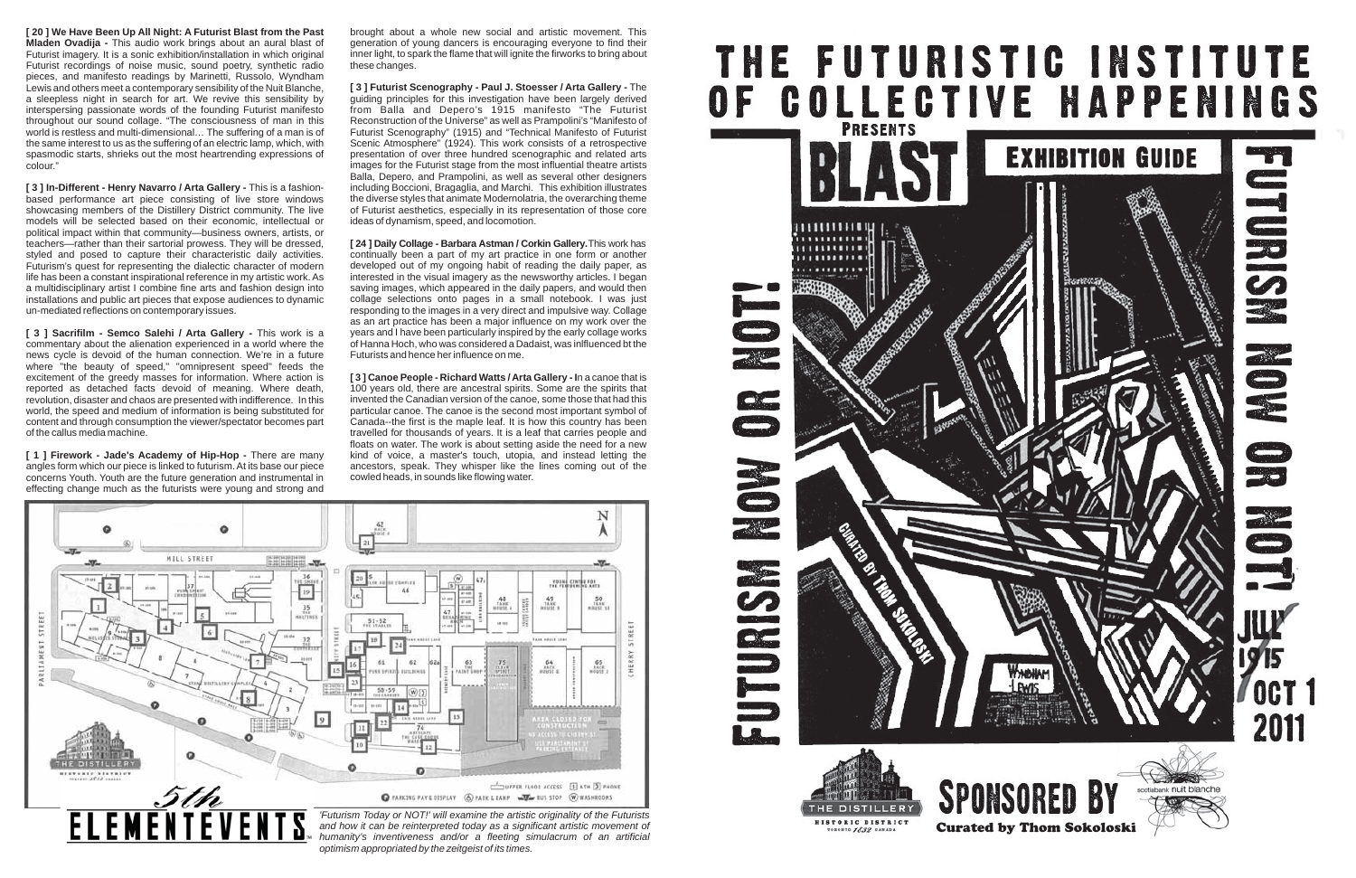**[ 20 ] We Have Been Up All Night: A Futurist Blast from the Past Mladen Ovadija -** This audio work brings about an aural blast of Futurist imagery. It is a sonic exhibition/installation in which original Futurist recordings of noise music, sound poetry, synthetic radio pieces, and manifesto readings by Marinetti, Russolo, Wyndham Lewis and others meet a contemporary sensibility of the Nuit Blanche, a sleepless night in search for art. We revive this sensibility by interspersing passionate words of the founding Futurist manifesto throughout our sound collage. "The consciousness of man in this world is restless and multi-dimensional… The suffering of a man is of the same interest to us as the suffering of an electric lamp, which, with spasmodic starts, shrieks out the most heartrending expressions of colour."

**[ 3 ] In-Different - Henry Navarro / Arta Gallery -** This is a fashion-based performance art piece consisting of live store windows showcasing members of the Distillery District community. The live models will be selected based on their economic, intellectual or political impact within that community—business owners, artists, or teachers—rather than their sartorial prowess. They will be dressed, styled and posed to capture their characteristic daily activities. Futurism's quest for representing the dialectic character of modern life has been a constant inspirational reference in my artistic work. As a multidisciplinary artist I combine fine arts and fashion design into installations and public art pieces that expose audiences to dynamic un-mediated reflections on contemporary issues.

**[ 3 ] Sacrifilm - Semco Salehi / Arta Gallery -** This work is a commentary about the alienation experienced in a world where the news cycle is devoid of the human connection. We're in a future where "the beauty of speed," "omnipresent speed" feeds the excitement of the greedy masses for information. Where action is reported as detached facts devoid of meaning. Where death, revolution, disaster and chaos are presented with indifference. In this world, the speed and medium of information is being substituted for content and through consumption the viewer/spectator becomes part of the callus media machine.

**[ 1 ] Firework - Jade's Academy of Hip-Hop -** There are many angles form which our piece is linked to futurism. At its base our piece concerns Youth. Youth are the future generation and instrumental in effecting change much as the futurists were young and strong and brought about a whole new social and artistic movement. This generation of young dancers is encouraging everyone to find their inner light, to spark the flame that will ignite the firworks to bring about these changes.

**[ 3 ] Futurist Scenography - Paul J. Stoesser / Arta Gallery -** The guiding principles for this investigation have been largely derived from Balla and Depero's 1915 manifesto "The Futurist Reconstruction of the Universe" as well as Prampolini's "Manifesto of Futurist Scenography" (1915) and "Technical Manifesto of Futurist Scenic Atmosphere" (1924). This work consists of a retrospective presentation of over three hundred scenographic and related arts images for the Futurist stage from the most influential theatre artists Balla, Depero, and Prampolini, as well as several other designers including Boccioni, Bragaglia, and Marchi. This exhibition illustrates the diverse styles that animate Modernolatria, the overarching theme of Futurist aesthetics, especially in its representation of those core ideas of dynamism, speed, and locomotion.

**[ 24 ] Daily Collage - Barbara Astman / Corkin Gallery.** This work has continually been a part of my art practice in one form or another developed out of my ongoing habit of reading the daily paper, as interested in the visual imagery as the newsworthy articles. I began saving images, which appeared in the daily papers, and would then collage selections onto pages in a small notebook. I was just responding to the images in a very direct and impulsive way. Collage as an art practice has been a major influence on my work over the years and I have been particularly inspired by the early collage works of Hanna Hoch, who was considered a Dadaist, was influenced bt the Futurists and hence her influence on me.

**[ 3 ] Canoe People - Richard Watts / Arta Gallery - I**n a canoe that is 100 years old, there are ancestral spirits. Some are the spirits that invented the Canadian version of the canoe, some those that had this particular canoe. The canoe is the second most important symbol of Canada--the first is the maple leaf. It is how this country has been travelled for thousands of years. It is a leaf that carries people and floats on water. The work is about setting aside the need for a new kind of voice, a master's touch, utopia, and instead letting the ancestors, speak. They whisper like the lines coming out of the cowled heads, in sounds like flowing water.

*'Futurism Today or NOT!' will examine the artistic originality of the Futurists and how it can be reinterpreted today as a significant artistic movement of humanity's inventiveness and/or a fleeting simulacrum of an artificial optimism appropriated by the zeitgeist of its times.*

5th ELEMENTEVENTS

# THE FUTURISTIC INSTITUTE OF COLLECTIVE HAPPENINGS

PRESENTS

# BLAST

## EXHIBITION GUIDE

FUTURISM NOW OR NOT!

CURATED BY THOM SOKOLOSKI

JULY 1915 / OCT 1 2011

SPONSORED BY

Curated by Thom Sokoloski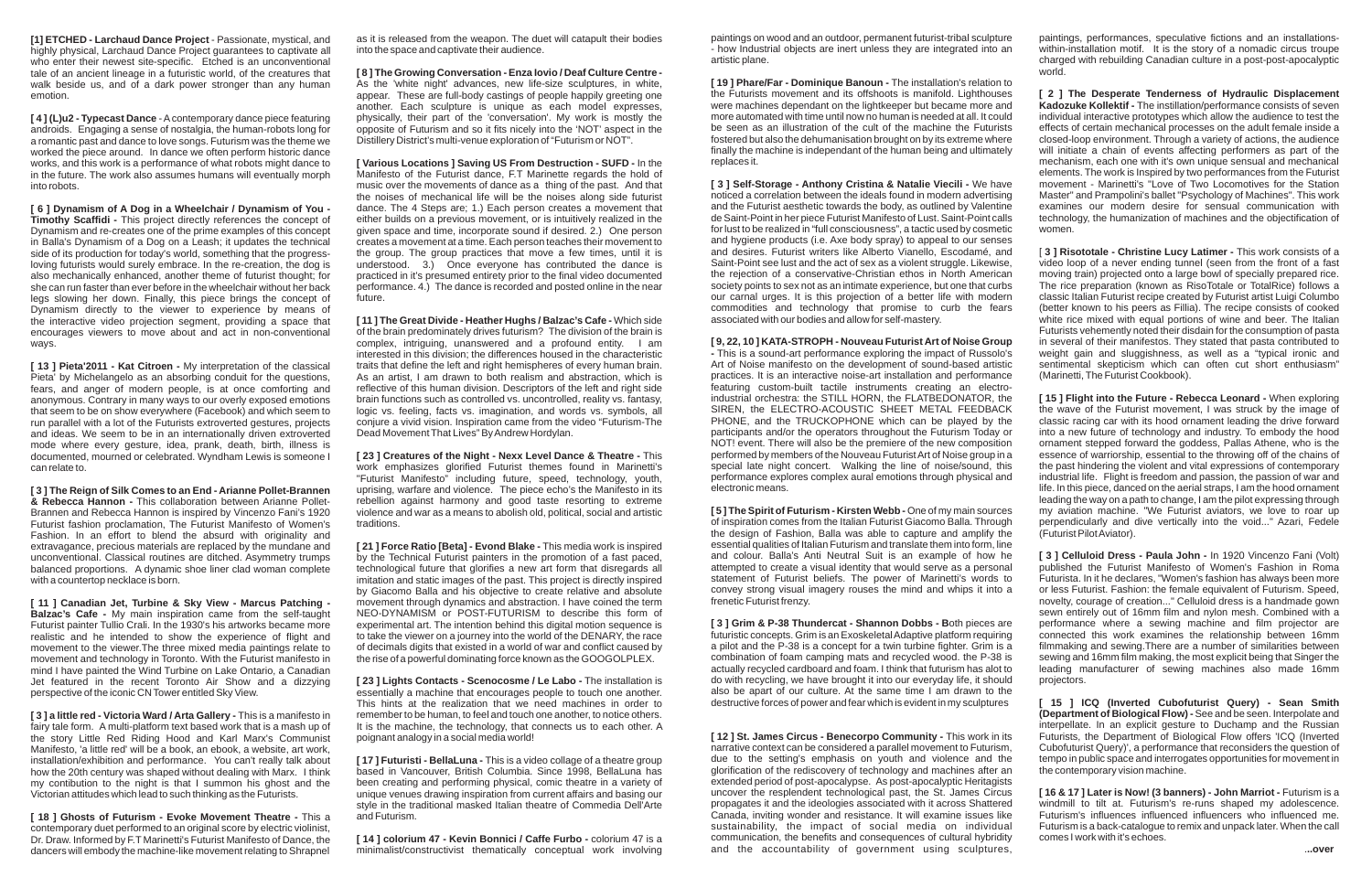**[1] ETCHED - Larchaud Dance Project** - Passionate, mystical, and highly physical, Larchaud Dance Project guarantees to captivate all who enter their newest site-specific. Etched is an unconventional tale of an ancient lineage in a futuristic world, of the creatures that walk beside us, and of a dark power stronger than any human emotion.

**[ 4 ] (L)u2 - Typecast Dance** - A contemporary dance piece featuring androids. Engaging a sense of nostalgia, the human-robots long for a romantic past and dance to love songs. Futurism was the theme we worked the piece around. In dance we often perform historic dance works, and this work is a performance of what robots might dance to in the future. The work also assumes humans will eventually morph into robots.

**[ 6 ] Dynamism of A Dog in a Wheelchair / Dynamism of You - Timothy Scaffidi -** This project directly references the concept of Dynamism and re-creates one of the prime examples of this concept in Balla's Dynamism of a Dog on a Leash; it updates the technical side of its production for today's world, something that the progress-loving futurists would surely embrace. In the re-creation, the dog is also mechanically enhanced, another theme of futurist thought; for she can run faster than ever before in the wheelchair without her back legs slowing her down. Finally, this piece brings the concept of Dynamism directly to the viewer to experience by means of the interactive video projection segment, providing a space that encourages viewers to move about and act in non-conventional ways.

**[ 13 ] Pieta'2011 - Kat Citroen -** My interpretation of the classical Pieta' by Michelangelo as an absorbing conduit for the questions, fears, and anger of modern people, is at once comforting and anonymous. Contrary in many ways to our overly exposed emotions that seem to be on show everywhere (Facebook) and which seem to run parallel with a lot of the Futurists extroverted gestures, projects and ideas. We seem to be in an internationally driven extroverted mode where every gesture, idea, prank, death, birth, illness is documented, mourned or celebrated. Wyndham Lewis is someone I can relate to.

**[ 3 ] The Reign of Silk Comes to an End - Arianne Pollet-Brannen & Rebecca Hannon -** This collaboration between Arianne Pollet-Brannen and Rebecca Hannon is inspired by Vincenzo Fani's 1920 Futurist fashion proclamation, The Futurist Manifesto of Women's Fashion. In an effort to blend the absurd with originality and extravagance, precious materials are replaced by the mundane and unconventional. Classical routines are ditched. Asymmetry trumps balanced proportions. A dynamic shoe liner clad woman complete with a countertop necklace is born.

**[ 11 ] Canadian Jet, Turbine & Sky View - Marcus Patching - Balzac's Cafe -** My main inspiration came from the self-taught Futurist painter Tullio Crali. In the 1930's his artworks became more realistic and he intended to show the experience of flight and movement to the viewer.The three mixed media paintings relate to movement and technology in Toronto. With the Futurist manifesto in mind I have painted the Wind Turbine on Lake Ontario, a Canadian Jet featured in the recent Toronto Air Show and a dizzying perspective of the iconic CN Tower entitled Sky View.

**[ 3 ] a little red - Victoria Ward / Arta Gallery -** This is a manifesto in fairy tale form. A multi-platform text based work that is a mash up of the story Little Red Riding Hood and Karl Marx's Communist Manifesto, 'a little red' will be a book, an ebook, a website, art work, installation/exhibition and performance. You can't really talk about how the 20th century was shaped without dealing with Marx. I think my contribution to the night is that I summon his ghost and the Victorian attitudes which lead to such thinking as the Futurists.

**[ 18 ] Ghosts of Futurism - Evoke Movement Theatre -** This a contemporary duet performed to an original score by electric violinist, Dr. Draw. Informed by F.T Marinetti's Futurist Manifesto of Dance, the dancers will embody the machine-like movement relating to Shrapnel as it is released from the weapon. The duet will catapult their bodies into the space and captivate their audience.

**[ 8 ] The Growing Conversation - Enza Iovio / Deaf Culture Centre -** As the 'white night' advances, new life-size sculptures, in white, appear. These are full-body castings of people happily greeting one another. Each sculpture is unique as each model expresses, physically, their part of the 'conversation'. My work is mostly the opposite of Futurism and so it fits nicely into the 'NOT' aspect in the Distillery District's multi-venue exploration of "Futurism or NOT".

**[ Various Locations ] Saving US From Destruction - SUFD -** In the Manifesto of the Futurist dance, F.T Marinette regards the hold of music over the movements of dance as a thing of the past. And that the noises of mechanical life will be the noises along side futurist dance. The 4 Steps are; 1.) Each person creates a movement that either builds on a previous movement, or is intuitively realized in the given space and time, incorporate sound if desired. 2.) One person creates a movement at a time. Each person teaches their movement to the group. The group practices that move a few times, until it is understood. 3.) Once everyone has contributed the dance is practiced in it's presumed entirety prior to the final video documented performance. 4.) The dance is recorded and posted online in the near future.

**[ 11 ] The Great Divide - Heather Hughs / Balzac's Cafe -** Which side of the brain predominately drives futurism? The division of the brain is complex, intriguing, unanswered and a profound entity. I am interested in this division; the differences housed in the characteristic traits that define the left and right hemispheres of every human brain. As an artist, I am drawn to both realism and abstraction, which is reflective of this human division. Descriptors of the left and right side brain functions such as controlled vs. uncontrolled, reality vs. fantasy, logic vs. feeling, facts vs. imagination, and words vs. symbols, all conjure a vivid vision. Inspiration came from the video "Futurism-The Dead Movement That Lives" By Andrew Hordylan.

**[ 23 ] Creatures of the Night - Nexx Level Dance & Theatre -** This work emphasizes glorified Futurist themes found in Marinetti's "Futurist Manifesto" including future, speed, technology, youth, uprising, warfare and violence. The piece echo's the Manifesto in its rebellion against harmony and good taste resorting to extreme violence and war as a means to abolish old, political, social and artistic traditions.

**[ 21 ] Force Ratio [Beta] - Evond Blake -** This media work is inspired by the Technical Futurist painters in the promotion of a fast paced, technological future that glorifies a new art form that disregards all imitation and static images of the past. This project is directly inspired by Giacomo Balla and his objective to create relative and absolute movement through dynamics and abstraction. I have coined the term NEO-DYNAMISM or POST-FUTURISM to describe this form of experimental art. The intention behind this digital motion sequence is to take the viewer on a journey into the world of the DENARY, the race of decimals digits that existed in a world of war and conflict caused by the rise of a powerful dominating force known as the GOOGOLPLEX.

**[ 23 ] Lights Contacts - Scenocosme / Le Labo -** The installation is essentially a machine that encourages people to touch one another. This hints at the realization that we need machines in order to remember to be human, to feel and touch one another, to notice others. It is the machine, the technology, that connects us to each other. A poignant analogy in a social media world!

**[ 17 ] Futuristi - BellaLuna -** This is a video collage of a theatre group based in Vancouver, British Columbia. Since 1998, BellaLuna has been creating and performing physical, comic theatre in a variety of unique venues drawing inspiration from current affairs and basing our style in the traditional masked Italian theatre of Commedia Dell'Arte and Futurism.

**[ 14 ] colorium 47 - Kevin Bonnici / Caffe Furbo -** colorium 47 is a minimalist/constructivist thematically conceptual work involving paintings on wood and an outdoor, permanent futurist-tribal sculpture - how Industrial objects are inert unless they are integrated into an artistic plane.

**[ 19 ] Phare/Far - Dominique Banoun -** The installation's relation to the Futurists movement and its offshoots is manifold. Lighthouses were machines dependant on the lightkeeper but became more and more automated with time until now no human is needed at all. It could be seen as an illustration of the cult of the machine the Futurists fostered but also the dehumanisation brought on by its extreme where finally the machine is independant of the human being and ultimately replaces it.

**[ 3 ] Self-Storage - Anthony Cristina & Natalie Viecili -** We have noticed a correlation between the ideals found in modern advertising and the Futurist aesthetic towards the body, as outlined by Valentine de Saint-Point in her piece Futurist Manifesto of Lust. Saint-Point calls for lust to be realized in "full consciousness", a tactic used by cosmetic and hygiene products (i.e. Axe body spray) to appeal to our senses and desires. Futurist writers like Alberto Vianello, Escodamé, and Saint-Point see lust and the act of sex as a violent struggle. Likewise, the rejection of a conservative-Christian ethos in North American society points to sex not as an intimate experience, but one that curbs our carnal urges. It is this projection of a better life with modern commodities and technology that promise to curb the fears associated with our bodies and allow for self-mastery.

**[ 9, 22, 10 ] KATA-STROPH - Nouveau Futurist Art of Noise Group -** This is a sound-art performance exploring the impact of Russolo's Art of Noise manifesto on the development of sound-based artistic practices. It is an interactive noise-art installation and performance featuring custom-built tactile instruments creating an electro-industrial orchestra: the STILL HORN, the FLATBEDONATOR, the SIREN, the ELECTRO-ACOUSTIC SHEET METAL FEEDBACK PHONE, and the TRUCKOPHONE which can be played by the participants and/or the operators throughout the Futurism Today or NOT! event. There will also be the premiere of the new composition performed by members of the Nouveau Futurist Art of Noise group in a special late night concert. Walking the line of noise/sound, this performance explores complex aural emotions through physical and electronic means.

**[ 5 ] The Spirit of Futurism - Kirsten Webb -** One of my main sources of inspiration comes from the Italian Futurist Giacomo Balla. Through the design of Fashion, Balla was able to capture and amplify the essential qualities of Italian Futurism and translate them into form, line and colour. Balla's Anti Neutral Suit is an example of how he attempted to create a visual identity that would serve as a personal statement of Futurist beliefs. The power of Marinetti's words to convey strong visual imagery rouses the mind and whips it into a frenetic Futurist frenzy.

**[ 3 ] Grim & P-38 Thundercat - Shannon Dobbs -** Both pieces are futuristic concepts. Grim is an Exoskeletal Adaptive platform requiring a pilot and the P-38 is a concept for a twin turbine fighter. Grim is a combination of foam camping mats and recycled wood. the P-38 is actually recycled cardboard and foam. I think that futurism has alot to do with recycling, we have brought it into our everyday life, it should also be apart of our culture. At the same time I am drawn to the destructive forces of power and fear which is evident in my sculptures

**[ 12 ] St. James Circus - Benecorpo Community -** This work in its narrative context can be considered a parallel movement to Futurism, due to the setting's emphasis on youth and violence and the glorification of the rediscovery of technology and machines after an extended period of post-apocalypse. As post-apocalyptic Heritagists uncover the resplendent technological past, the St. James Circus propagates it and the ideologies associated with it across Shattered Canada, inviting wonder and resistance. It will examine issues like sustainability, the impact of social media on individual communication, the benefits and consequences of cultural hybridity and the accountability of government using sculptures, paintings, performances, speculative fictions and an installations-within-installation motif. It is the story of a nomadic circus troupe charged with rebuilding Canadian culture in a post-post-apocalyptic world.

**[ 2 ] The Desperate Tenderness of Hydraulic Displacement Kadozube Kollektif -** The instillation/performance consists of seven individual interactive prototypes which allow the audience to test the effects of certain mechanical processes on the adult female inside a closed-loop environment. Through a variety of actions, the audience will initiate a chain of events affecting performers as part of the mechanism, each one with it's own unique sensual and mechanical elements. The work is Inspired by two performances from the Futurist movement - Marinetti's "Love of Two Locomotives for the Station Master" and Prampolini's ballet "Psychology of Machines". This work examines our modern desire for sensual communication with technology, the humanization of machines and the objectification of women.

**[ 3 ] Risototale - Christine Lucy Latimer -** This work consists of a video loop of a never ending tunnel (seen from the front of a fast moving train) projected onto a large bowl of specially prepared rice. The rice preparation (known as RisoTotale or TotalRice) follows a classic Italian Futurist recipe created by Futurist artist Luigi Columbo (better known to his peers as Fillia). The recipe consists of cooked white rice mixed with equal portions of wine and beer. The Italian Futurists vehemently noted their disdain for the consumption of pasta in several of their manifestos. They stated that pasta contributed to weight gain and sluggishness, as well as a "typical ironic and sentimental skepticism which can often cut short enthusiasm" (Marinetti, The Futurist Cookbook).

**[ 15 ] Flight into the Future - Rebecca Leonard -** When exploring the wave of the Futurist movement, I was struck by the image of classic racing car with its hood ornament leading the drive forward into a new future of technology and industry. To embody the hood ornament stepped forward the goddess, Pallas Athene, who is the essence of warriorship, essential to the throwing off of the chains of the past hindering the violent and vital expressions of contemporary industrial life. Flight is freedom and passion, the passion of war and life. In this piece, danced on the aerial straps, I am the hood ornament leading the way on a path to change, I am the pilot expressing through my aviation machine. "We Futurist aviators, we love to roar up perpendicularly and dive vertically into the void..." Azari, Fedele (Futurist Pilot Aviator).

**[ 3 ] Celluloid Dress - Paula John -** In 1920 Vincenzo Fani (Volt) published the Futurist Manifesto of Women's Fashion in Roma Futurista. In it he declares, "Women's fashion has always been more or less Futurist. Fashion: the female equivalent of Futurism. Speed, novelty, courage of creation..." Celluloid dress is a handmade gown sewn entirely out of 16mm film and nylon mesh. Combined with a performance where a sewing machine and film projector are connected this work examines the relationship between 16mm filmmaking and sewing.There are a number of similarities between sewing and 16mm film making, the most explicit being that Singer the leading manufacturer of sewing machines also made 16mm projectors.

**[ 15 ] ICQ (Inverted Cubofuturist Query) - Sean Smith (Department of Biological Flow) -** See and be seen. Interpolate and interpellate. In an explicit gesture to Duchamp and the Russian Futurists, the Department of Biological Flow offers 'ICQ (Inverted Cubofuturist Query)', a performance that reconsiders the question of tempo in public space and interrogates opportunities for movement in the contemporary vision machine.

**[ 16 & 17 ] Later is Now! (3 banners) - John Marriot -** Futurism is a windmill to tilt at. Futurism's re-runs shaped my adolescence. Futurism's influences influenced influencers who influenced me. Futurism is a back-catalogue to remix and unpack later. When the call comes I work with it's echoes.

...**over**